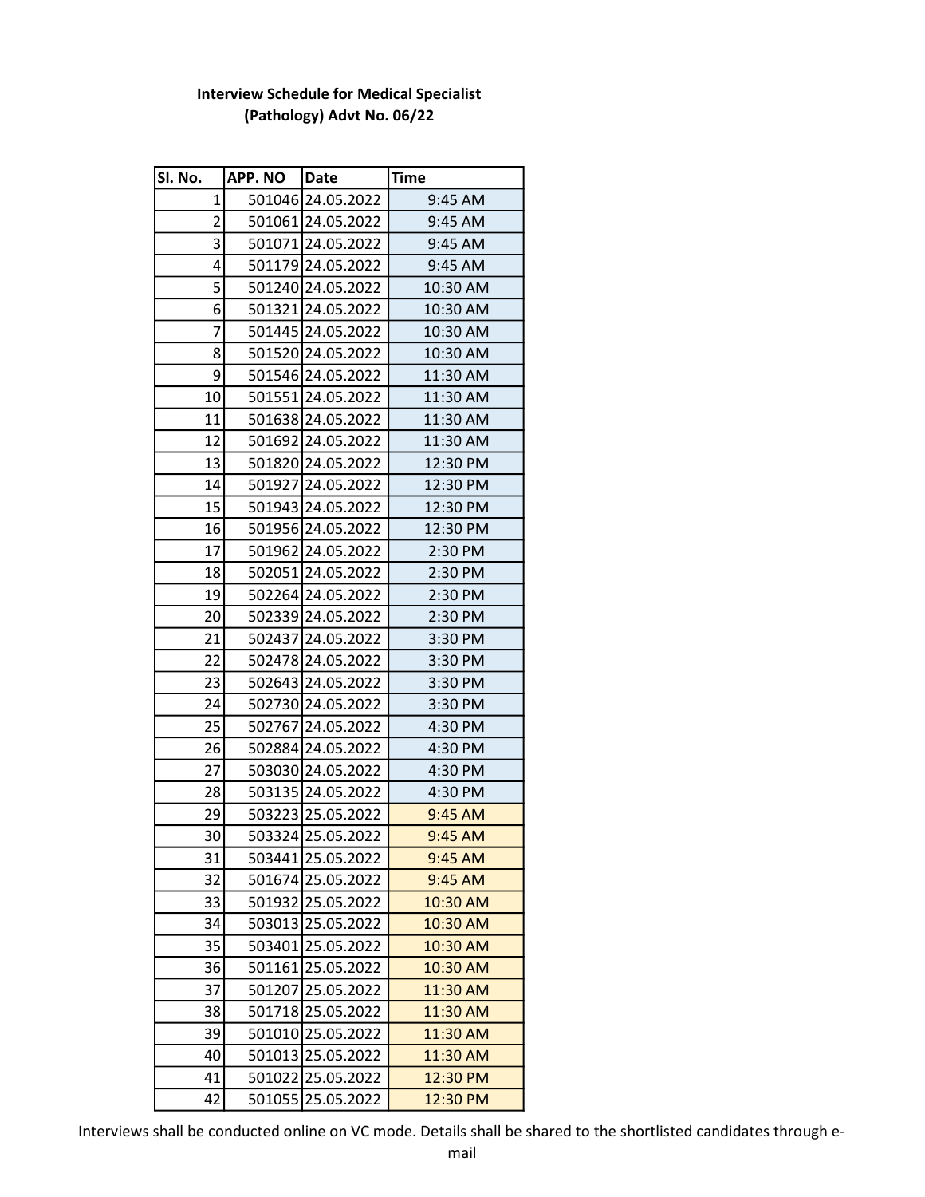**Interview Schedule for Medical Specialist (Pathology) Advt No. 06/22**

| Sl. No. | APP. NO | Date | Time |
|---|---|---|---|
| 1 | 501046 | 24.05.2022 | 9:45 AM |
| 2 | 501061 | 24.05.2022 | 9:45 AM |
| 3 | 501071 | 24.05.2022 | 9:45 AM |
| 4 | 501179 | 24.05.2022 | 9:45 AM |
| 5 | 501240 | 24.05.2022 | 10:30 AM |
| 6 | 501321 | 24.05.2022 | 10:30 AM |
| 7 | 501445 | 24.05.2022 | 10:30 AM |
| 8 | 501520 | 24.05.2022 | 10:30 AM |
| 9 | 501546 | 24.05.2022 | 11:30 AM |
| 10 | 501551 | 24.05.2022 | 11:30 AM |
| 11 | 501638 | 24.05.2022 | 11:30 AM |
| 12 | 501692 | 24.05.2022 | 11:30 AM |
| 13 | 501820 | 24.05.2022 | 12:30 PM |
| 14 | 501927 | 24.05.2022 | 12:30 PM |
| 15 | 501943 | 24.05.2022 | 12:30 PM |
| 16 | 501956 | 24.05.2022 | 12:30 PM |
| 17 | 501962 | 24.05.2022 | 2:30 PM |
| 18 | 502051 | 24.05.2022 | 2:30 PM |
| 19 | 502264 | 24.05.2022 | 2:30 PM |
| 20 | 502339 | 24.05.2022 | 2:30 PM |
| 21 | 502437 | 24.05.2022 | 3:30 PM |
| 22 | 502478 | 24.05.2022 | 3:30 PM |
| 23 | 502643 | 24.05.2022 | 3:30 PM |
| 24 | 502730 | 24.05.2022 | 3:30 PM |
| 25 | 502767 | 24.05.2022 | 4:30 PM |
| 26 | 502884 | 24.05.2022 | 4:30 PM |
| 27 | 503030 | 24.05.2022 | 4:30 PM |
| 28 | 503135 | 24.05.2022 | 4:30 PM |
| 29 | 503223 | 25.05.2022 | 9:45 AM |
| 30 | 503324 | 25.05.2022 | 9:45 AM |
| 31 | 503441 | 25.05.2022 | 9:45 AM |
| 32 | 501674 | 25.05.2022 | 9:45 AM |
| 33 | 501932 | 25.05.2022 | 10:30 AM |
| 34 | 503013 | 25.05.2022 | 10:30 AM |
| 35 | 503401 | 25.05.2022 | 10:30 AM |
| 36 | 501161 | 25.05.2022 | 10:30 AM |
| 37 | 501207 | 25.05.2022 | 11:30 AM |
| 38 | 501718 | 25.05.2022 | 11:30 AM |
| 39 | 501010 | 25.05.2022 | 11:30 AM |
| 40 | 501013 | 25.05.2022 | 11:30 AM |
| 41 | 501022 | 25.05.2022 | 12:30 PM |
| 42 | 501055 | 25.05.2022 | 12:30 PM |

Interviews shall be conducted online on VC mode. Details shall be shared to the shortlisted candidates through e-mail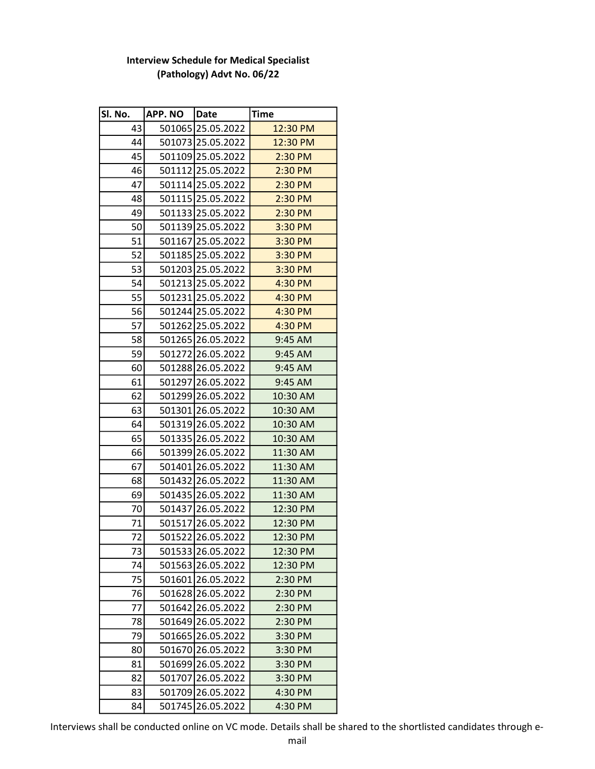**Interview Schedule for Medical Specialist (Pathology) Advt No. 06/22**

| Sl. No. | APP. NO | Date | Time |
|---|---|---|---|
| 43 | 501065 | 25.05.2022 | 12:30 PM |
| 44 | 501073 | 25.05.2022 | 12:30 PM |
| 45 | 501109 | 25.05.2022 | 2:30 PM |
| 46 | 501112 | 25.05.2022 | 2:30 PM |
| 47 | 501114 | 25.05.2022 | 2:30 PM |
| 48 | 501115 | 25.05.2022 | 2:30 PM |
| 49 | 501133 | 25.05.2022 | 2:30 PM |
| 50 | 501139 | 25.05.2022 | 3:30 PM |
| 51 | 501167 | 25.05.2022 | 3:30 PM |
| 52 | 501185 | 25.05.2022 | 3:30 PM |
| 53 | 501203 | 25.05.2022 | 3:30 PM |
| 54 | 501213 | 25.05.2022 | 4:30 PM |
| 55 | 501231 | 25.05.2022 | 4:30 PM |
| 56 | 501244 | 25.05.2022 | 4:30 PM |
| 57 | 501262 | 25.05.2022 | 4:30 PM |
| 58 | 501265 | 26.05.2022 | 9:45 AM |
| 59 | 501272 | 26.05.2022 | 9:45 AM |
| 60 | 501288 | 26.05.2022 | 9:45 AM |
| 61 | 501297 | 26.05.2022 | 9:45 AM |
| 62 | 501299 | 26.05.2022 | 10:30 AM |
| 63 | 501301 | 26.05.2022 | 10:30 AM |
| 64 | 501319 | 26.05.2022 | 10:30 AM |
| 65 | 501335 | 26.05.2022 | 10:30 AM |
| 66 | 501399 | 26.05.2022 | 11:30 AM |
| 67 | 501401 | 26.05.2022 | 11:30 AM |
| 68 | 501432 | 26.05.2022 | 11:30 AM |
| 69 | 501435 | 26.05.2022 | 11:30 AM |
| 70 | 501437 | 26.05.2022 | 12:30 PM |
| 71 | 501517 | 26.05.2022 | 12:30 PM |
| 72 | 501522 | 26.05.2022 | 12:30 PM |
| 73 | 501533 | 26.05.2022 | 12:30 PM |
| 74 | 501563 | 26.05.2022 | 12:30 PM |
| 75 | 501601 | 26.05.2022 | 2:30 PM |
| 76 | 501628 | 26.05.2022 | 2:30 PM |
| 77 | 501642 | 26.05.2022 | 2:30 PM |
| 78 | 501649 | 26.05.2022 | 2:30 PM |
| 79 | 501665 | 26.05.2022 | 3:30 PM |
| 80 | 501670 | 26.05.2022 | 3:30 PM |
| 81 | 501699 | 26.05.2022 | 3:30 PM |
| 82 | 501707 | 26.05.2022 | 3:30 PM |
| 83 | 501709 | 26.05.2022 | 4:30 PM |
| 84 | 501745 | 26.05.2022 | 4:30 PM |

Interviews shall be conducted online on VC mode. Details shall be shared to the shortlisted candidates through e-mail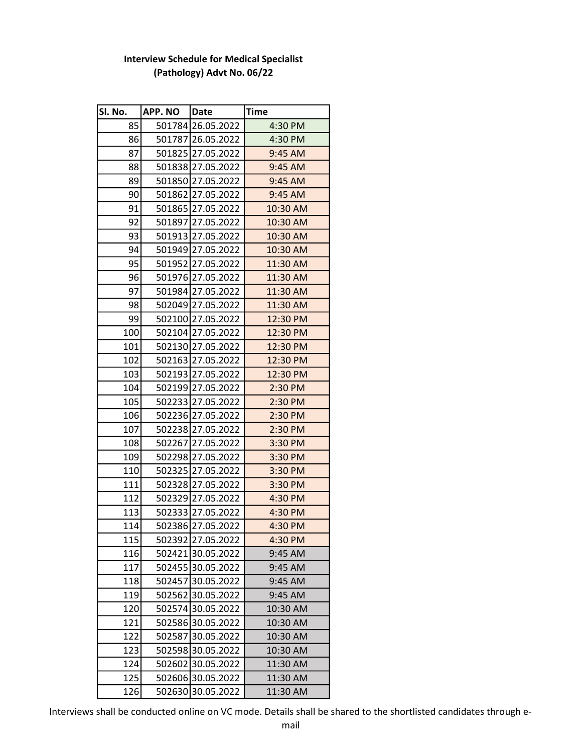**Interview Schedule for Medical Specialist (Pathology) Advt No. 06/22**

| Sl. No. | APP. NO | Date | Time |
|---|---|---|---|
| 85 | 501784 | 26.05.2022 | 4:30 PM |
| 86 | 501787 | 26.05.2022 | 4:30 PM |
| 87 | 501825 | 27.05.2022 | 9:45 AM |
| 88 | 501838 | 27.05.2022 | 9:45 AM |
| 89 | 501850 | 27.05.2022 | 9:45 AM |
| 90 | 501862 | 27.05.2022 | 9:45 AM |
| 91 | 501865 | 27.05.2022 | 10:30 AM |
| 92 | 501897 | 27.05.2022 | 10:30 AM |
| 93 | 501913 | 27.05.2022 | 10:30 AM |
| 94 | 501949 | 27.05.2022 | 10:30 AM |
| 95 | 501952 | 27.05.2022 | 11:30 AM |
| 96 | 501976 | 27.05.2022 | 11:30 AM |
| 97 | 501984 | 27.05.2022 | 11:30 AM |
| 98 | 502049 | 27.05.2022 | 11:30 AM |
| 99 | 502100 | 27.05.2022 | 12:30 PM |
| 100 | 502104 | 27.05.2022 | 12:30 PM |
| 101 | 502130 | 27.05.2022 | 12:30 PM |
| 102 | 502163 | 27.05.2022 | 12:30 PM |
| 103 | 502193 | 27.05.2022 | 12:30 PM |
| 104 | 502199 | 27.05.2022 | 2:30 PM |
| 105 | 502233 | 27.05.2022 | 2:30 PM |
| 106 | 502236 | 27.05.2022 | 2:30 PM |
| 107 | 502238 | 27.05.2022 | 2:30 PM |
| 108 | 502267 | 27.05.2022 | 3:30 PM |
| 109 | 502298 | 27.05.2022 | 3:30 PM |
| 110 | 502325 | 27.05.2022 | 3:30 PM |
| 111 | 502328 | 27.05.2022 | 3:30 PM |
| 112 | 502329 | 27.05.2022 | 4:30 PM |
| 113 | 502333 | 27.05.2022 | 4:30 PM |
| 114 | 502386 | 27.05.2022 | 4:30 PM |
| 115 | 502392 | 27.05.2022 | 4:30 PM |
| 116 | 502421 | 30.05.2022 | 9:45 AM |
| 117 | 502455 | 30.05.2022 | 9:45 AM |
| 118 | 502457 | 30.05.2022 | 9:45 AM |
| 119 | 502562 | 30.05.2022 | 9:45 AM |
| 120 | 502574 | 30.05.2022 | 10:30 AM |
| 121 | 502586 | 30.05.2022 | 10:30 AM |
| 122 | 502587 | 30.05.2022 | 10:30 AM |
| 123 | 502598 | 30.05.2022 | 10:30 AM |
| 124 | 502602 | 30.05.2022 | 11:30 AM |
| 125 | 502606 | 30.05.2022 | 11:30 AM |
| 126 | 502630 | 30.05.2022 | 11:30 AM |

Interviews shall be conducted online on VC mode. Details shall be shared to the shortlisted candidates through e-mail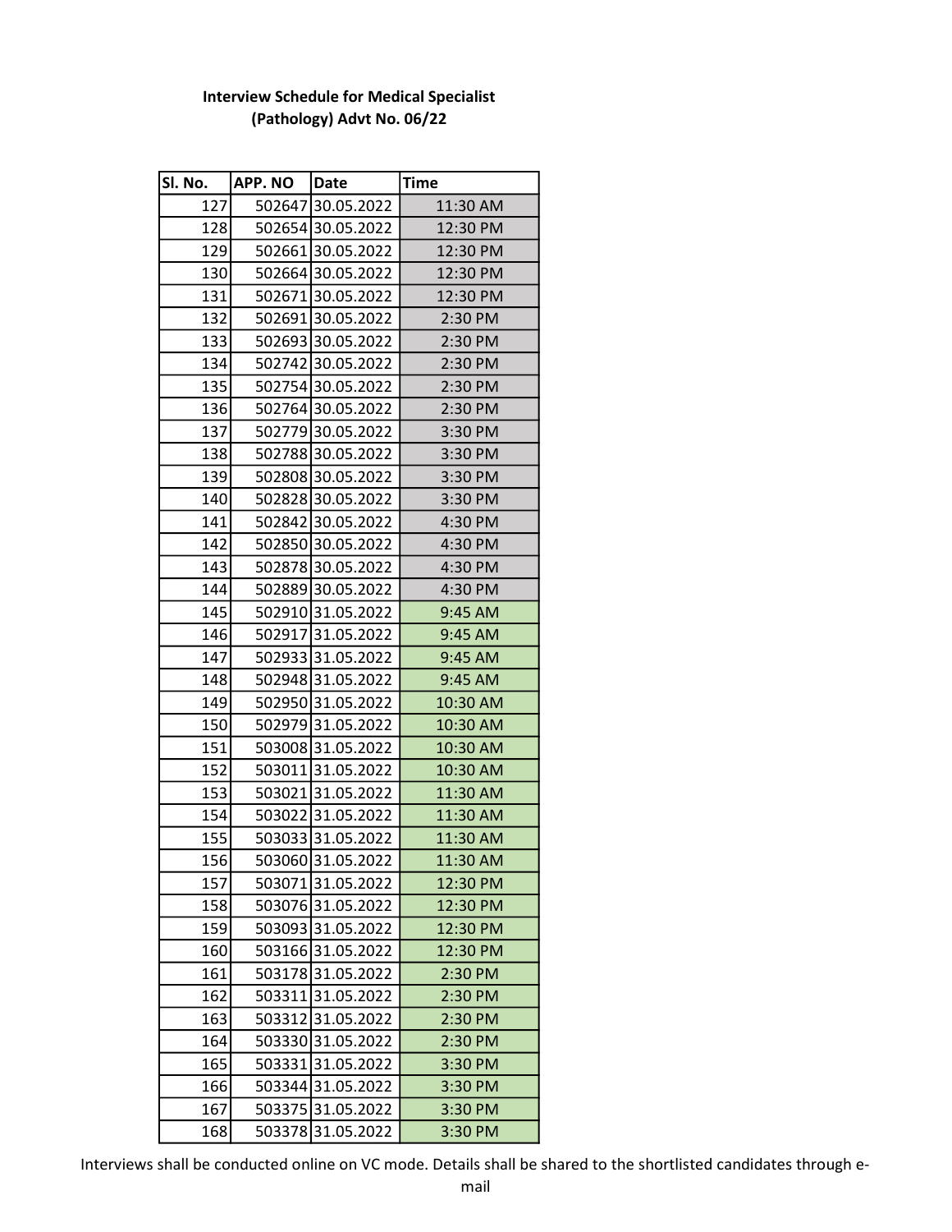**Interview Schedule for Medical Specialist (Pathology) Advt No. 06/22**

| Sl. No. | APP. NO | Date | Time |
|---|---|---|---|
| 127 | 502647 | 30.05.2022 | 11:30 AM |
| 128 | 502654 | 30.05.2022 | 12:30 PM |
| 129 | 502661 | 30.05.2022 | 12:30 PM |
| 130 | 502664 | 30.05.2022 | 12:30 PM |
| 131 | 502671 | 30.05.2022 | 12:30 PM |
| 132 | 502691 | 30.05.2022 | 2:30 PM |
| 133 | 502693 | 30.05.2022 | 2:30 PM |
| 134 | 502742 | 30.05.2022 | 2:30 PM |
| 135 | 502754 | 30.05.2022 | 2:30 PM |
| 136 | 502764 | 30.05.2022 | 2:30 PM |
| 137 | 502779 | 30.05.2022 | 3:30 PM |
| 138 | 502788 | 30.05.2022 | 3:30 PM |
| 139 | 502808 | 30.05.2022 | 3:30 PM |
| 140 | 502828 | 30.05.2022 | 3:30 PM |
| 141 | 502842 | 30.05.2022 | 4:30 PM |
| 142 | 502850 | 30.05.2022 | 4:30 PM |
| 143 | 502878 | 30.05.2022 | 4:30 PM |
| 144 | 502889 | 30.05.2022 | 4:30 PM |
| 145 | 502910 | 31.05.2022 | 9:45 AM |
| 146 | 502917 | 31.05.2022 | 9:45 AM |
| 147 | 502933 | 31.05.2022 | 9:45 AM |
| 148 | 502948 | 31.05.2022 | 9:45 AM |
| 149 | 502950 | 31.05.2022 | 10:30 AM |
| 150 | 502979 | 31.05.2022 | 10:30 AM |
| 151 | 503008 | 31.05.2022 | 10:30 AM |
| 152 | 503011 | 31.05.2022 | 10:30 AM |
| 153 | 503021 | 31.05.2022 | 11:30 AM |
| 154 | 503022 | 31.05.2022 | 11:30 AM |
| 155 | 503033 | 31.05.2022 | 11:30 AM |
| 156 | 503060 | 31.05.2022 | 11:30 AM |
| 157 | 503071 | 31.05.2022 | 12:30 PM |
| 158 | 503076 | 31.05.2022 | 12:30 PM |
| 159 | 503093 | 31.05.2022 | 12:30 PM |
| 160 | 503166 | 31.05.2022 | 12:30 PM |
| 161 | 503178 | 31.05.2022 | 2:30 PM |
| 162 | 503311 | 31.05.2022 | 2:30 PM |
| 163 | 503312 | 31.05.2022 | 2:30 PM |
| 164 | 503330 | 31.05.2022 | 2:30 PM |
| 165 | 503331 | 31.05.2022 | 3:30 PM |
| 166 | 503344 | 31.05.2022 | 3:30 PM |
| 167 | 503375 | 31.05.2022 | 3:30 PM |
| 168 | 503378 | 31.05.2022 | 3:30 PM |

Interviews shall be conducted online on VC mode. Details shall be shared to the shortlisted candidates through e-mail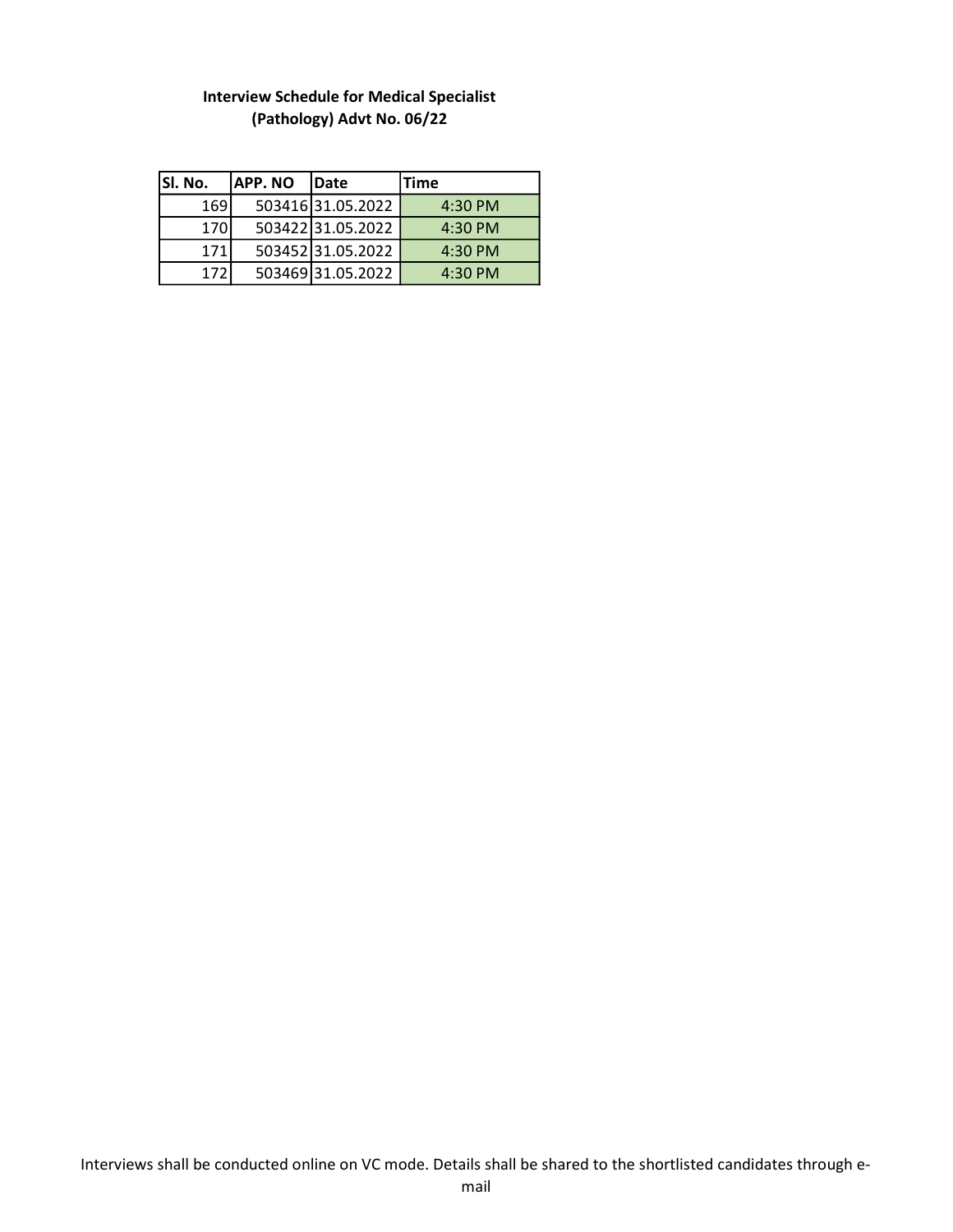**Interview Schedule for Medical Specialist (Pathology) Advt No. 06/22**

| Sl. No. | APP. NO | Date | Time |
|---|---|---|---|
| 169 | 503416 | 31.05.2022 | 4:30 PM |
| 170 | 503422 | 31.05.2022 | 4:30 PM |
| 171 | 503452 | 31.05.2022 | 4:30 PM |
| 172 | 503469 | 31.05.2022 | 4:30 PM |

Interviews shall be conducted online on VC mode. Details shall be shared to the shortlisted candidates through e-mail